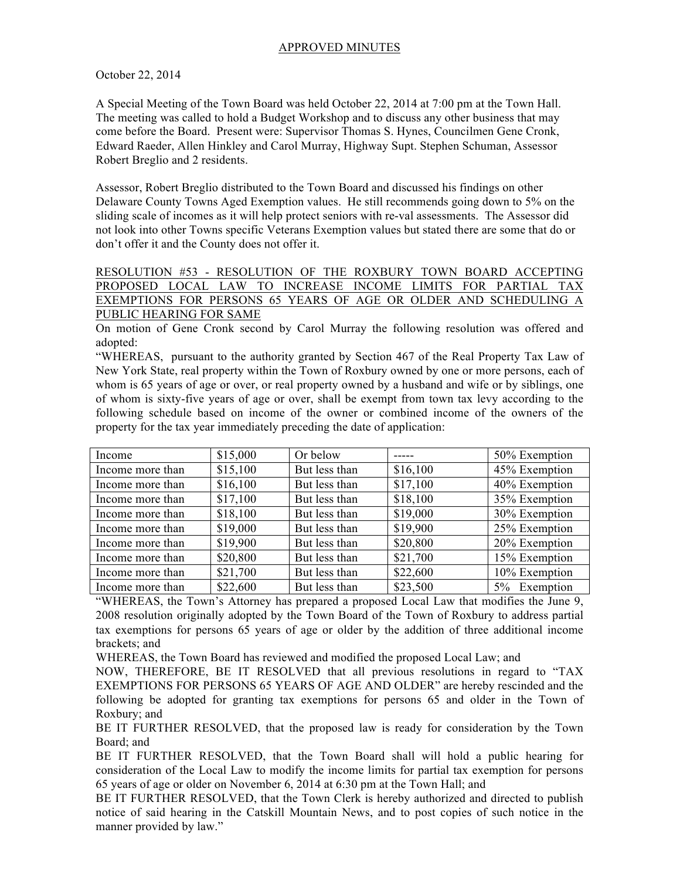APPROVED MINUTES

October 22, 2014

A Special Meeting of the Town Board was held October 22, 2014 at 7:00 pm at the Town Hall. The meeting was called to hold a Budget Workshop and to discuss any other business that may come before the Board. Present were: Supervisor Thomas S. Hynes, Councilmen Gene Cronk, Edward Raeder, Allen Hinkley and Carol Murray, Highway Supt. Stephen Schuman, Assessor Robert Breglio and 2 residents.

Assessor, Robert Breglio distributed to the Town Board and discussed his findings on other Delaware County Towns Aged Exemption values. He still recommends going down to 5% on the sliding scale of incomes as it will help protect seniors with re-val assessments. The Assessor did not look into other Towns specific Veterans Exemption values but stated there are some that do or don't offer it and the County does not offer it.

RESOLUTION #53 - RESOLUTION OF THE ROXBURY TOWN BOARD ACCEPTING PROPOSED LOCAL LAW TO INCREASE INCOME LIMITS FOR PARTIAL TAX EXEMPTIONS FOR PERSONS 65 YEARS OF AGE OR OLDER AND SCHEDULING A PUBLIC HEARING FOR SAME

On motion of Gene Cronk second by Carol Murray the following resolution was offered and adopted:

"WHEREAS, pursuant to the authority granted by Section 467 of the Real Property Tax Law of New York State, real property within the Town of Roxbury owned by one or more persons, each of whom is 65 years of age or over, or real property owned by a husband and wife or by siblings, one of whom is sixty-five years of age or over, shall be exempt from town tax levy according to the following schedule based on income of the owner or combined income of the owners of the property for the tax year immediately preceding the date of application:

| Income | $15,000 | Or below | ----- | 50% Exemption |
|---|---|---|---|---|
| Income more than | $15,100 | But less than | $16,100 | 45% Exemption |
| Income more than | $16,100 | But less than | $17,100 | 40% Exemption |
| Income more than | $17,100 | But less than | $18,100 | 35% Exemption |
| Income more than | $18,100 | But less than | $19,000 | 30% Exemption |
| Income more than | $19,000 | But less than | $19,900 | 25% Exemption |
| Income more than | $19,900 | But less than | $20,800 | 20% Exemption |
| Income more than | $20,800 | But less than | $21,700 | 15% Exemption |
| Income more than | $21,700 | But less than | $22,600 | 10% Exemption |
| Income more than | $22,600 | But less than | $23,500 | 5% Exemption |

"WHEREAS, the Town's Attorney has prepared a proposed Local Law that modifies the June 9, 2008 resolution originally adopted by the Town Board of the Town of Roxbury to address partial tax exemptions for persons 65 years of age or older by the addition of three additional income brackets; and

WHEREAS, the Town Board has reviewed and modified the proposed Local Law; and

NOW, THEREFORE, BE IT RESOLVED that all previous resolutions in regard to "TAX EXEMPTIONS FOR PERSONS 65 YEARS OF AGE AND OLDER" are hereby rescinded and the following be adopted for granting tax exemptions for persons 65 and older in the Town of Roxbury; and

BE IT FURTHER RESOLVED, that the proposed law is ready for consideration by the Town Board; and

BE IT FURTHER RESOLVED, that the Town Board shall will hold a public hearing for consideration of the Local Law to modify the income limits for partial tax exemption for persons 65 years of age or older on November 6, 2014 at 6:30 pm at the Town Hall; and

BE IT FURTHER RESOLVED, that the Town Clerk is hereby authorized and directed to publish notice of said hearing in the Catskill Mountain News, and to post copies of such notice in the manner provided by law."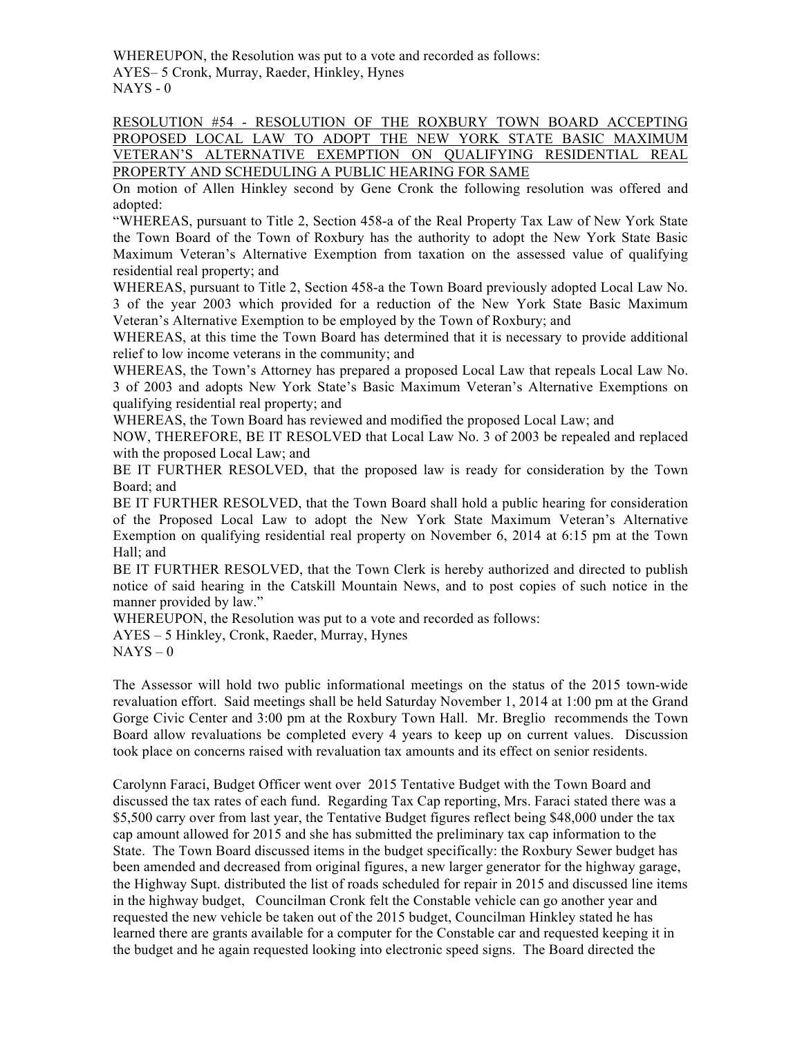WHEREUPON, the Resolution was put to a vote and recorded as follows:
AYES– 5 Cronk, Murray, Raeder, Hinkley, Hynes
NAYS - 0

RESOLUTION #54 - RESOLUTION OF THE ROXBURY TOWN BOARD ACCEPTING PROPOSED LOCAL LAW TO ADOPT THE NEW YORK STATE BASIC MAXIMUM VETERAN'S ALTERNATIVE EXEMPTION ON QUALIFYING RESIDENTIAL REAL PROPERTY AND SCHEDULING A PUBLIC HEARING FOR SAME

On motion of Allen Hinkley second by Gene Cronk the following resolution was offered and adopted:

"WHEREAS, pursuant to Title 2, Section 458-a of the Real Property Tax Law of New York State the Town Board of the Town of Roxbury has the authority to adopt the New York State Basic Maximum Veteran's Alternative Exemption from taxation on the assessed value of qualifying residential real property; and

WHEREAS, pursuant to Title 2, Section 458-a the Town Board previously adopted Local Law No. 3 of the year 2003 which provided for a reduction of the New York State Basic Maximum Veteran's Alternative Exemption to be employed by the Town of Roxbury; and

WHEREAS, at this time the Town Board has determined that it is necessary to provide additional relief to low income veterans in the community; and

WHEREAS, the Town's Attorney has prepared a proposed Local Law that repeals Local Law No. 3 of 2003 and adopts New York State's Basic Maximum Veteran's Alternative Exemptions on qualifying residential real property; and

WHEREAS, the Town Board has reviewed and modified the proposed Local Law; and

NOW, THEREFORE, BE IT RESOLVED that Local Law No. 3 of 2003 be repealed and replaced with the proposed Local Law; and

BE IT FURTHER RESOLVED, that the proposed law is ready for consideration by the Town Board; and

BE IT FURTHER RESOLVED, that the Town Board shall hold a public hearing for consideration of the Proposed Local Law to adopt the New York State Maximum Veteran's Alternative Exemption on qualifying residential real property on November 6, 2014 at 6:15 pm at the Town Hall; and

BE IT FURTHER RESOLVED, that the Town Clerk is hereby authorized and directed to publish notice of said hearing in the Catskill Mountain News, and to post copies of such notice in the manner provided by law."

WHEREUPON, the Resolution was put to a vote and recorded as follows:
AYES – 5 Hinkley, Cronk, Raeder, Murray, Hynes
NAYS – 0

The Assessor will hold two public informational meetings on the status of the 2015 town-wide revaluation effort. Said meetings shall be held Saturday November 1, 2014 at 1:00 pm at the Grand Gorge Civic Center and 3:00 pm at the Roxbury Town Hall. Mr. Breglio recommends the Town Board allow revaluations be completed every 4 years to keep up on current values. Discussion took place on concerns raised with revaluation tax amounts and its effect on senior residents.

Carolynn Faraci, Budget Officer went over 2015 Tentative Budget with the Town Board and discussed the tax rates of each fund. Regarding Tax Cap reporting, Mrs. Faraci stated there was a $5,500 carry over from last year, the Tentative Budget figures reflect being $48,000 under the tax cap amount allowed for 2015 and she has submitted the preliminary tax cap information to the State. The Town Board discussed items in the budget specifically: the Roxbury Sewer budget has been amended and decreased from original figures, a new larger generator for the highway garage, the Highway Supt. distributed the list of roads scheduled for repair in 2015 and discussed line items in the highway budget, Councilman Cronk felt the Constable vehicle can go another year and requested the new vehicle be taken out of the 2015 budget, Councilman Hinkley stated he has learned there are grants available for a computer for the Constable car and requested keeping it in the budget and he again requested looking into electronic speed signs. The Board directed the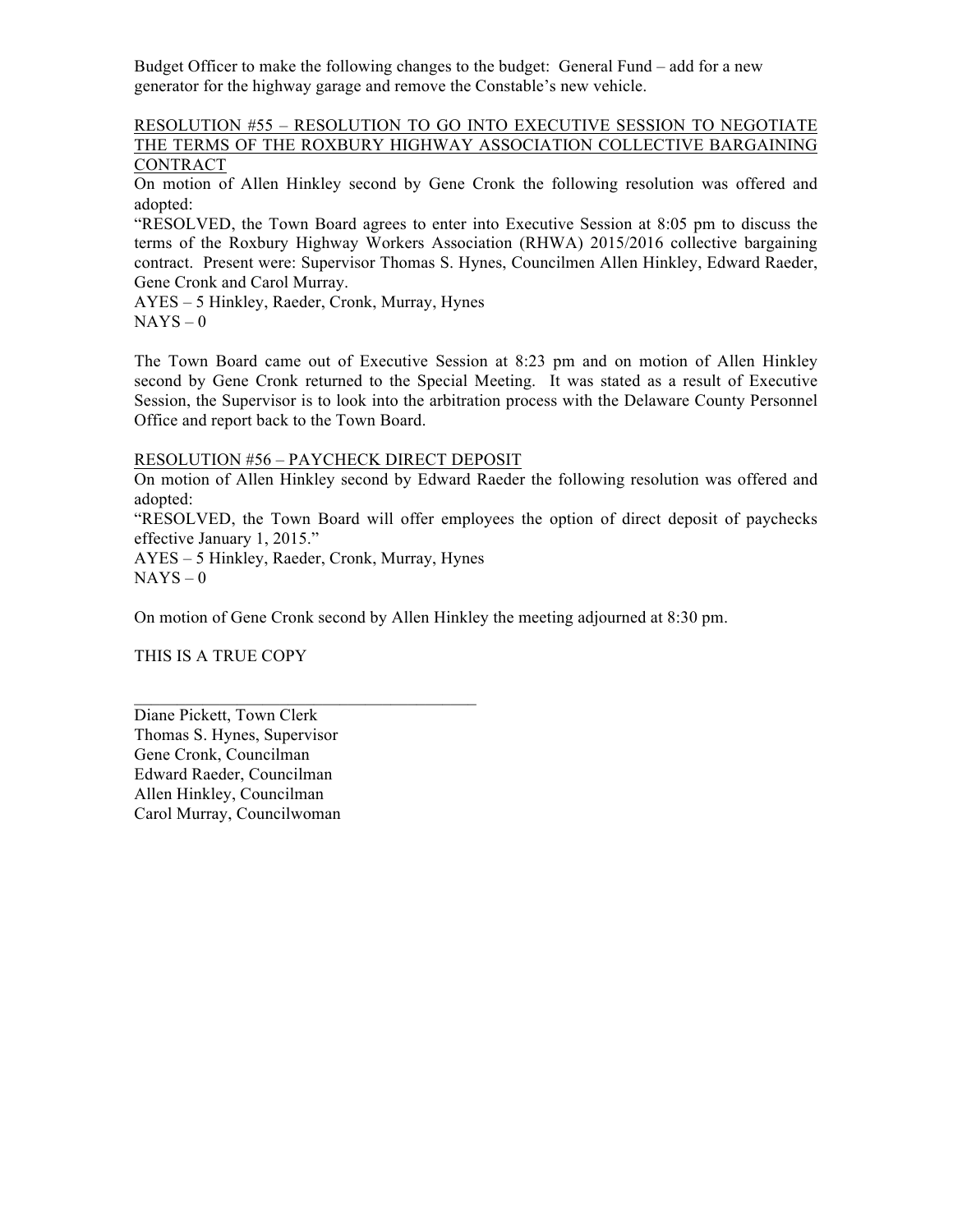Budget Officer to make the following changes to the budget: General Fund – add for a new generator for the highway garage and remove the Constable's new vehicle.

RESOLUTION #55 – RESOLUTION TO GO INTO EXECUTIVE SESSION TO NEGOTIATE THE TERMS OF THE ROXBURY HIGHWAY ASSOCIATION COLLECTIVE BARGAINING CONTRACT

On motion of Allen Hinkley second by Gene Cronk the following resolution was offered and adopted:

"RESOLVED, the Town Board agrees to enter into Executive Session at 8:05 pm to discuss the terms of the Roxbury Highway Workers Association (RHWA) 2015/2016 collective bargaining contract. Present were: Supervisor Thomas S. Hynes, Councilmen Allen Hinkley, Edward Raeder, Gene Cronk and Carol Murray.

AYES – 5 Hinkley, Raeder, Cronk, Murray, Hynes

NAYS – 0

The Town Board came out of Executive Session at 8:23 pm and on motion of Allen Hinkley second by Gene Cronk returned to the Special Meeting. It was stated as a result of Executive Session, the Supervisor is to look into the arbitration process with the Delaware County Personnel Office and report back to the Town Board.

RESOLUTION #56 – PAYCHECK DIRECT DEPOSIT

On motion of Allen Hinkley second by Edward Raeder the following resolution was offered and adopted:

"RESOLVED, the Town Board will offer employees the option of direct deposit of paychecks effective January 1, 2015."

AYES – 5 Hinkley, Raeder, Cronk, Murray, Hynes

NAYS – 0

On motion of Gene Cronk second by Allen Hinkley the meeting adjourned at 8:30 pm.

THIS IS A TRUE COPY

\_\_\_\_\_\_\_\_\_\_\_\_\_\_\_\_\_\_\_\_\_\_\_\_\_\_\_\_\_\_\_\_\_\_\_\_\_\_\_\_

Diane Pickett, Town Clerk  
Thomas S. Hynes, Supervisor  
Gene Cronk, Councilman  
Edward Raeder, Councilman  
Allen Hinkley, Councilman  
Carol Murray, Councilwoman